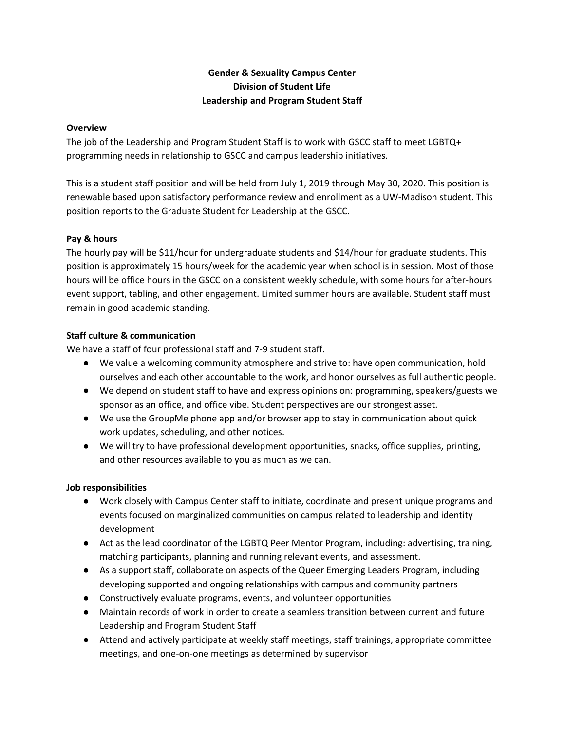# Gender & Sexuality Campus Center
## Division of Student Life
## Leadership and Program Student Staff

**Overview**

The job of the Leadership and Program Student Staff is to work with GSCC staff to meet LGBTQ+ programming needs in relationship to GSCC and campus leadership initiatives.

This is a student staff position and will be held from July 1, 2019 through May 30, 2020. This position is renewable based upon satisfactory performance review and enrollment as a UW-Madison student. This position reports to the Graduate Student for Leadership at the GSCC.

**Pay & hours**

The hourly pay will be $11/hour for undergraduate students and $14/hour for graduate students. This position is approximately 15 hours/week for the academic year when school is in session. Most of those hours will be office hours in the GSCC on a consistent weekly schedule, with some hours for after-hours event support, tabling, and other engagement. Limited summer hours are available. Student staff must remain in good academic standing.

**Staff culture & communication**

We have a staff of four professional staff and 7-9 student staff.

- We value a welcoming community atmosphere and strive to: have open communication, hold ourselves and each other accountable to the work, and honor ourselves as full authentic people.
- We depend on student staff to have and express opinions on: programming, speakers/guests we sponsor as an office, and office vibe. Student perspectives are our strongest asset.
- We use the GroupMe phone app and/or browser app to stay in communication about quick work updates, scheduling, and other notices.
- We will try to have professional development opportunities, snacks, office supplies, printing, and other resources available to you as much as we can.

**Job responsibilities**

- Work closely with Campus Center staff to initiate, coordinate and present unique programs and events focused on marginalized communities on campus related to leadership and identity development
- Act as the lead coordinator of the LGBTQ Peer Mentor Program, including: advertising, training, matching participants, planning and running relevant events, and assessment.
- As a support staff, collaborate on aspects of the Queer Emerging Leaders Program, including developing supported and ongoing relationships with campus and community partners
- Constructively evaluate programs, events, and volunteer opportunities
- Maintain records of work in order to create a seamless transition between current and future Leadership and Program Student Staff
- Attend and actively participate at weekly staff meetings, staff trainings, appropriate committee meetings, and one-on-one meetings as determined by supervisor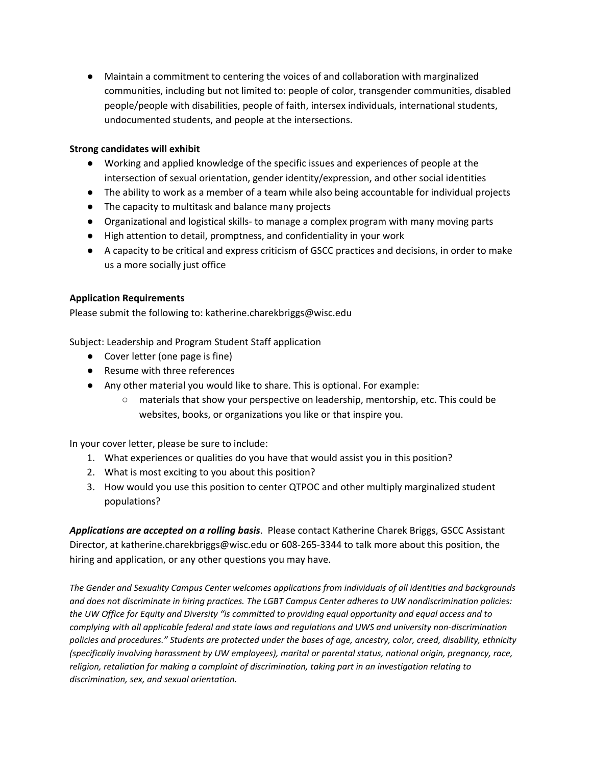- Maintain a commitment to centering the voices of and collaboration with marginalized communities, including but not limited to: people of color, transgender communities, disabled people/people with disabilities, people of faith, intersex individuals, international students, undocumented students, and people at the intersections.

**Strong candidates will exhibit**

- Working and applied knowledge of the specific issues and experiences of people at the intersection of sexual orientation, gender identity/expression, and other social identities
- The ability to work as a member of a team while also being accountable for individual projects
- The capacity to multitask and balance many projects
- Organizational and logistical skills- to manage a complex program with many moving parts
- High attention to detail, promptness, and confidentiality in your work
- A capacity to be critical and express criticism of GSCC practices and decisions, in order to make us a more socially just office

**Application Requirements**

Please submit the following to: katherine.charekbriggs@wisc.edu

Subject: Leadership and Program Student Staff application

- Cover letter (one page is fine)
- Resume with three references
- Any other material you would like to share. This is optional. For example:
  - materials that show your perspective on leadership, mentorship, etc. This could be websites, books, or organizations you like or that inspire you.

In your cover letter, please be sure to include:

1. What experiences or qualities do you have that would assist you in this position?
2. What is most exciting to you about this position?
3. How would you use this position to center QTPOC and other multiply marginalized student populations?

***Applications are accepted on a rolling basis***. Please contact Katherine Charek Briggs, GSCC Assistant Director, at katherine.charekbriggs@wisc.edu or 608-265-3344 to talk more about this position, the hiring and application, or any other questions you may have.

*The Gender and Sexuality Campus Center welcomes applications from individuals of all identities and backgrounds and does not discriminate in hiring practices. The LGBT Campus Center adheres to UW nondiscrimination policies: the UW Office for Equity and Diversity "is committed to providing equal opportunity and equal access and to complying with all applicable federal and state laws and regulations and UWS and university non-discrimination policies and procedures." Students are protected under the bases of age, ancestry, color, creed, disability, ethnicity (specifically involving harassment by UW employees), marital or parental status, national origin, pregnancy, race, religion, retaliation for making a complaint of discrimination, taking part in an investigation relating to discrimination, sex, and sexual orientation.*